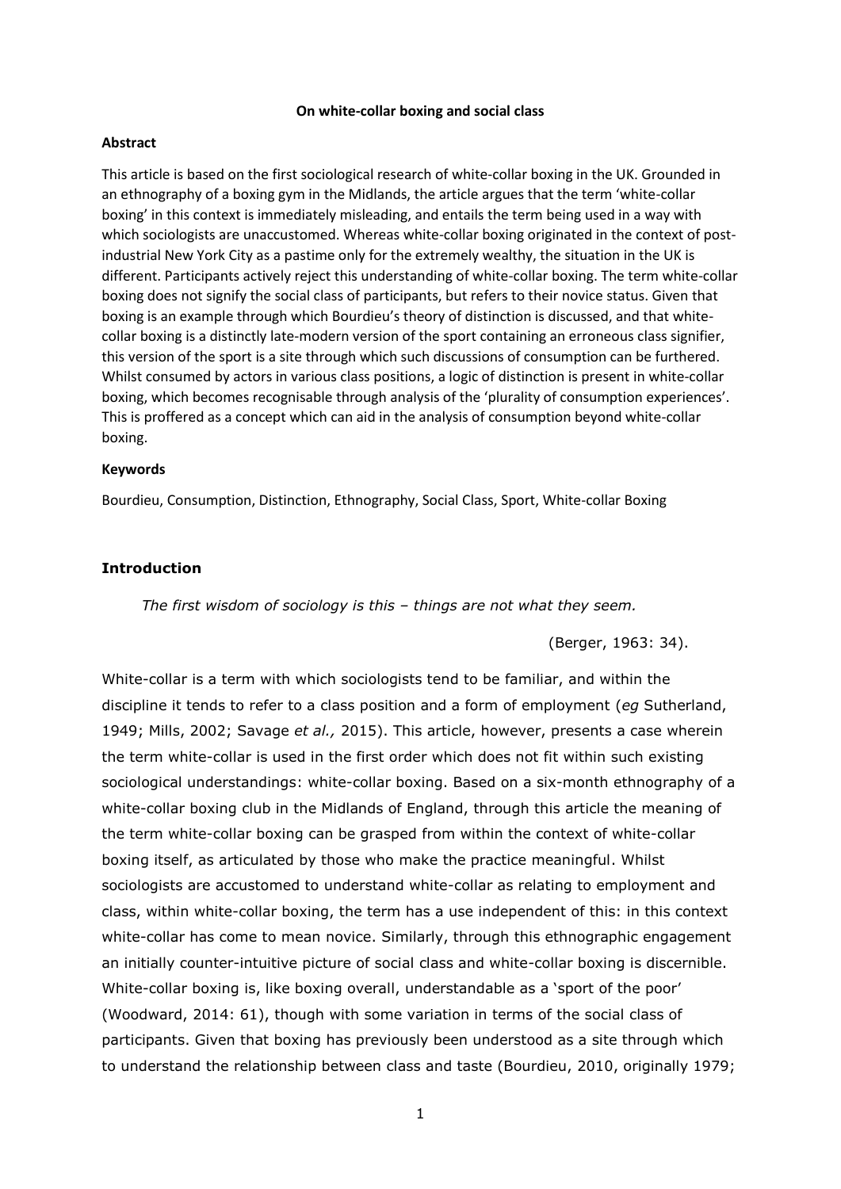**On white-collar boxing and social class**

**Abstract**

This article is based on the first sociological research of white-collar boxing in the UK. Grounded in an ethnography of a boxing gym in the Midlands, the article argues that the term 'white-collar boxing' in this context is immediately misleading, and entails the term being used in a way with which sociologists are unaccustomed. Whereas white-collar boxing originated in the context of post-industrial New York City as a pastime only for the extremely wealthy, the situation in the UK is different. Participants actively reject this understanding of white-collar boxing. The term white-collar boxing does not signify the social class of participants, but refers to their novice status. Given that boxing is an example through which Bourdieu's theory of distinction is discussed, and that white-collar boxing is a distinctly late-modern version of the sport containing an erroneous class signifier, this version of the sport is a site through which such discussions of consumption can be furthered. Whilst consumed by actors in various class positions, a logic of distinction is present in white-collar boxing, which becomes recognisable through analysis of the 'plurality of consumption experiences'. This is proffered as a concept which can aid in the analysis of consumption beyond white-collar boxing.

**Keywords**

Bourdieu, Consumption, Distinction, Ethnography, Social Class, Sport, White-collar Boxing

## Introduction

> *The first wisdom of sociology is this – things are not what they seem.*
>
> (Berger, 1963: 34).

White-collar is a term with which sociologists tend to be familiar, and within the discipline it tends to refer to a class position and a form of employment (*eg* Sutherland, 1949; Mills, 2002; Savage *et al.,* 2015). This article, however, presents a case wherein the term white-collar is used in the first order which does not fit within such existing sociological understandings: white-collar boxing. Based on a six-month ethnography of a white-collar boxing club in the Midlands of England, through this article the meaning of the term white-collar boxing can be grasped from within the context of white-collar boxing itself, as articulated by those who make the practice meaningful. Whilst sociologists are accustomed to understand white-collar as relating to employment and class, within white-collar boxing, the term has a use independent of this: in this context white-collar has come to mean novice. Similarly, through this ethnographic engagement an initially counter-intuitive picture of social class and white-collar boxing is discernible. White-collar boxing is, like boxing overall, understandable as a 'sport of the poor' (Woodward, 2014: 61), though with some variation in terms of the social class of participants. Given that boxing has previously been understood as a site through which to understand the relationship between class and taste (Bourdieu, 2010, originally 1979;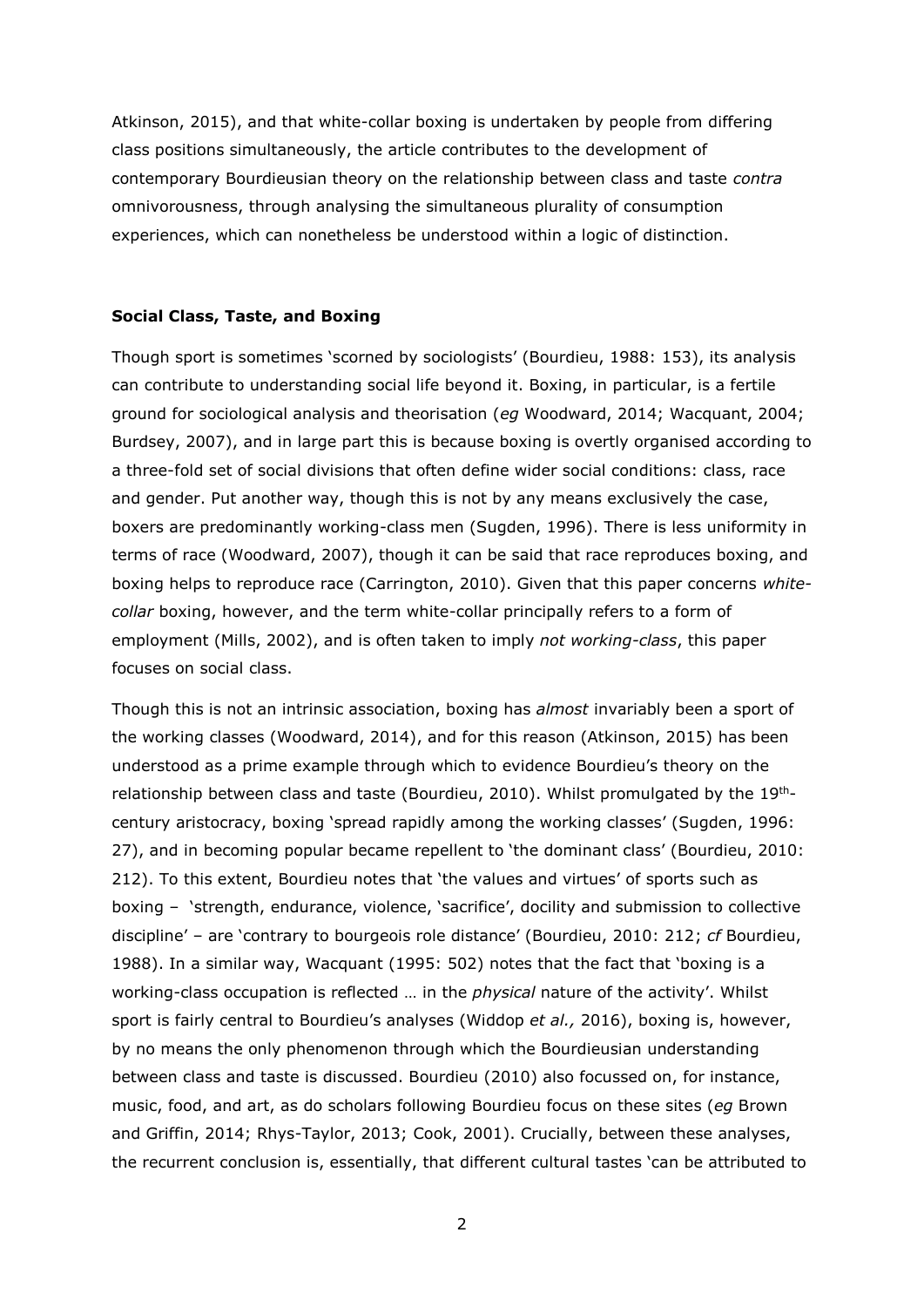Atkinson, 2015), and that white-collar boxing is undertaken by people from differing class positions simultaneously, the article contributes to the development of contemporary Bourdieusian theory on the relationship between class and taste *contra* omnivorousness, through analysing the simultaneous plurality of consumption experiences, which can nonetheless be understood within a logic of distinction.

**Social Class, Taste, and Boxing**

Though sport is sometimes 'scorned by sociologists' (Bourdieu, 1988: 153), its analysis can contribute to understanding social life beyond it. Boxing, in particular, is a fertile ground for sociological analysis and theorisation (*eg* Woodward, 2014; Wacquant, 2004; Burdsey, 2007), and in large part this is because boxing is overtly organised according to a three-fold set of social divisions that often define wider social conditions: class, race and gender. Put another way, though this is not by any means exclusively the case, boxers are predominantly working-class men (Sugden, 1996). There is less uniformity in terms of race (Woodward, 2007), though it can be said that race reproduces boxing, and boxing helps to reproduce race (Carrington, 2010). Given that this paper concerns *white-collar* boxing, however, and the term white-collar principally refers to a form of employment (Mills, 2002), and is often taken to imply *not working-class*, this paper focuses on social class.

Though this is not an intrinsic association, boxing has *almost* invariably been a sport of the working classes (Woodward, 2014), and for this reason (Atkinson, 2015) has been understood as a prime example through which to evidence Bourdieu's theory on the relationship between class and taste (Bourdieu, 2010). Whilst promulgated by the 19th-century aristocracy, boxing 'spread rapidly among the working classes' (Sugden, 1996: 27), and in becoming popular became repellent to 'the dominant class' (Bourdieu, 2010: 212). To this extent, Bourdieu notes that 'the values and virtues' of sports such as boxing – 'strength, endurance, violence, 'sacrifice', docility and submission to collective discipline' – are 'contrary to bourgeois role distance' (Bourdieu, 2010: 212; *cf* Bourdieu, 1988). In a similar way, Wacquant (1995: 502) notes that the fact that 'boxing is a working-class occupation is reflected … in the *physical* nature of the activity'. Whilst sport is fairly central to Bourdieu's analyses (Widdop *et al.,* 2016), boxing is, however, by no means the only phenomenon through which the Bourdieusian understanding between class and taste is discussed. Bourdieu (2010) also focussed on, for instance, music, food, and art, as do scholars following Bourdieu focus on these sites (*eg* Brown and Griffin, 2014; Rhys-Taylor, 2013; Cook, 2001). Crucially, between these analyses, the recurrent conclusion is, essentially, that different cultural tastes 'can be attributed to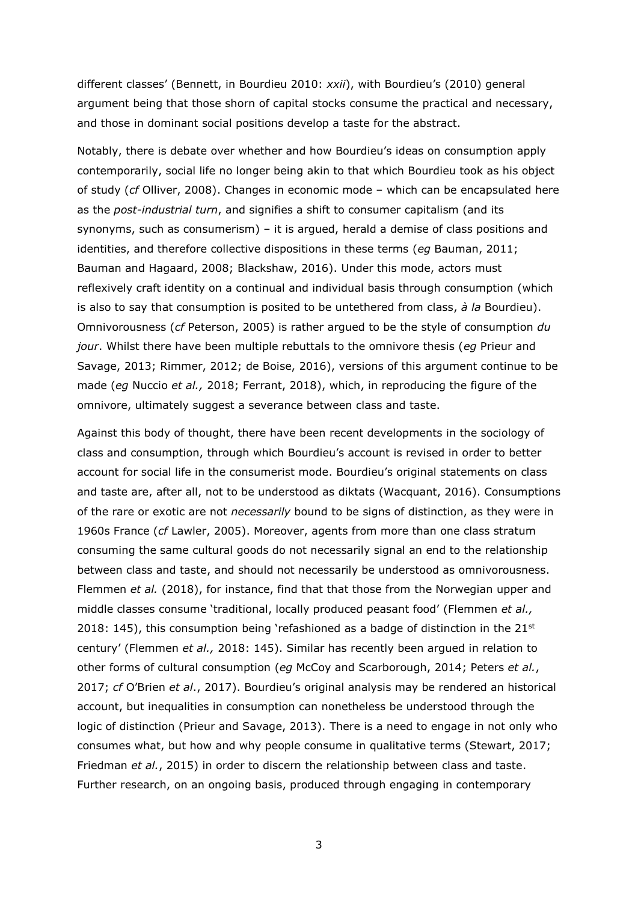different classes' (Bennett, in Bourdieu 2010: *xxii*), with Bourdieu's (2010) general argument being that those shorn of capital stocks consume the practical and necessary, and those in dominant social positions develop a taste for the abstract.

Notably, there is debate over whether and how Bourdieu's ideas on consumption apply contemporarily, social life no longer being akin to that which Bourdieu took as his object of study (*cf* Olliver, 2008). Changes in economic mode – which can be encapsulated here as the *post-industrial turn*, and signifies a shift to consumer capitalism (and its synonyms, such as consumerism) – it is argued, herald a demise of class positions and identities, and therefore collective dispositions in these terms (*eg* Bauman, 2011; Bauman and Hagaard, 2008; Blackshaw, 2016). Under this mode, actors must reflexively craft identity on a continual and individual basis through consumption (which is also to say that consumption is posited to be untethered from class, *à la* Bourdieu). Omnivorousness (*cf* Peterson, 2005) is rather argued to be the style of consumption *du jour*. Whilst there have been multiple rebuttals to the omnivore thesis (*eg* Prieur and Savage, 2013; Rimmer, 2012; de Boise, 2016), versions of this argument continue to be made (*eg* Nuccio *et al.,* 2018; Ferrant, 2018), which, in reproducing the figure of the omnivore, ultimately suggest a severance between class and taste.

Against this body of thought, there have been recent developments in the sociology of class and consumption, through which Bourdieu's account is revised in order to better account for social life in the consumerist mode. Bourdieu's original statements on class and taste are, after all, not to be understood as diktats (Wacquant, 2016). Consumptions of the rare or exotic are not *necessarily* bound to be signs of distinction, as they were in 1960s France (*cf* Lawler, 2005). Moreover, agents from more than one class stratum consuming the same cultural goods do not necessarily signal an end to the relationship between class and taste, and should not necessarily be understood as omnivorousness. Flemmen *et al.* (2018), for instance, find that that those from the Norwegian upper and middle classes consume 'traditional, locally produced peasant food' (Flemmen *et al.,* 2018: 145), this consumption being 'refashioned as a badge of distinction in the 21st century' (Flemmen *et al.,* 2018: 145). Similar has recently been argued in relation to other forms of cultural consumption (*eg* McCoy and Scarborough, 2014; Peters *et al.*, 2017; *cf* O'Brien *et al*., 2017). Bourdieu's original analysis may be rendered an historical account, but inequalities in consumption can nonetheless be understood through the logic of distinction (Prieur and Savage, 2013). There is a need to engage in not only who consumes what, but how and why people consume in qualitative terms (Stewart, 2017; Friedman *et al.*, 2015) in order to discern the relationship between class and taste. Further research, on an ongoing basis, produced through engaging in contemporary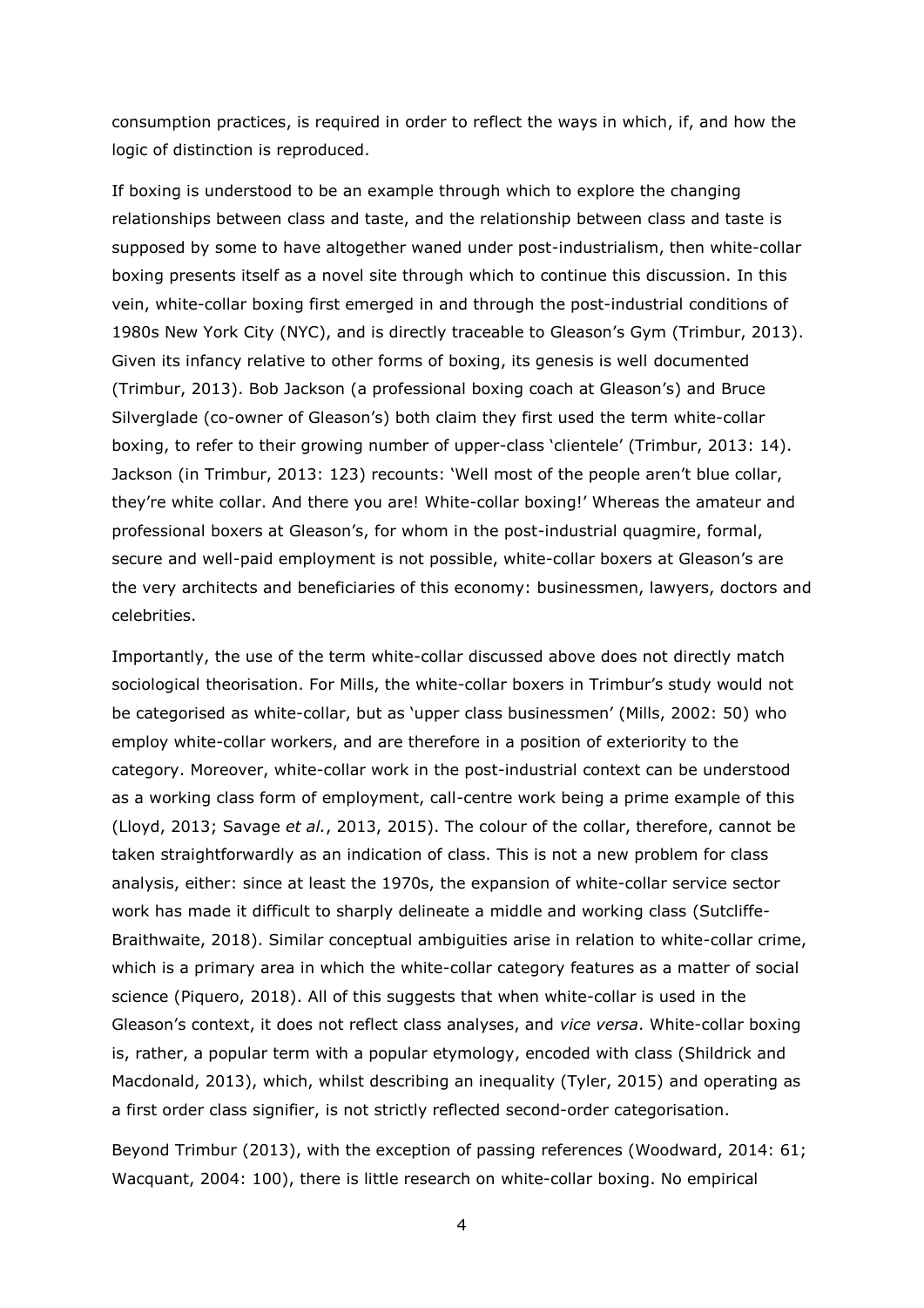consumption practices, is required in order to reflect the ways in which, if, and how the logic of distinction is reproduced.

If boxing is understood to be an example through which to explore the changing relationships between class and taste, and the relationship between class and taste is supposed by some to have altogether waned under post-industrialism, then white-collar boxing presents itself as a novel site through which to continue this discussion. In this vein, white-collar boxing first emerged in and through the post-industrial conditions of 1980s New York City (NYC), and is directly traceable to Gleason's Gym (Trimbur, 2013). Given its infancy relative to other forms of boxing, its genesis is well documented (Trimbur, 2013). Bob Jackson (a professional boxing coach at Gleason's) and Bruce Silverglade (co-owner of Gleason's) both claim they first used the term white-collar boxing, to refer to their growing number of upper-class 'clientele' (Trimbur, 2013: 14). Jackson (in Trimbur, 2013: 123) recounts: 'Well most of the people aren't blue collar, they're white collar. And there you are! White-collar boxing!' Whereas the amateur and professional boxers at Gleason's, for whom in the post-industrial quagmire, formal, secure and well-paid employment is not possible, white-collar boxers at Gleason's are the very architects and beneficiaries of this economy: businessmen, lawyers, doctors and celebrities.

Importantly, the use of the term white-collar discussed above does not directly match sociological theorisation. For Mills, the white-collar boxers in Trimbur's study would not be categorised as white-collar, but as 'upper class businessmen' (Mills, 2002: 50) who employ white-collar workers, and are therefore in a position of exteriority to the category. Moreover, white-collar work in the post-industrial context can be understood as a working class form of employment, call-centre work being a prime example of this (Lloyd, 2013; Savage *et al.*, 2013, 2015). The colour of the collar, therefore, cannot be taken straightforwardly as an indication of class. This is not a new problem for class analysis, either: since at least the 1970s, the expansion of white-collar service sector work has made it difficult to sharply delineate a middle and working class (Sutcliffe-Braithwaite, 2018). Similar conceptual ambiguities arise in relation to white-collar crime, which is a primary area in which the white-collar category features as a matter of social science (Piquero, 2018). All of this suggests that when white-collar is used in the Gleason's context, it does not reflect class analyses, and *vice versa*. White-collar boxing is, rather, a popular term with a popular etymology, encoded with class (Shildrick and Macdonald, 2013), which, whilst describing an inequality (Tyler, 2015) and operating as a first order class signifier, is not strictly reflected second-order categorisation.

Beyond Trimbur (2013), with the exception of passing references (Woodward, 2014: 61; Wacquant, 2004: 100), there is little research on white-collar boxing. No empirical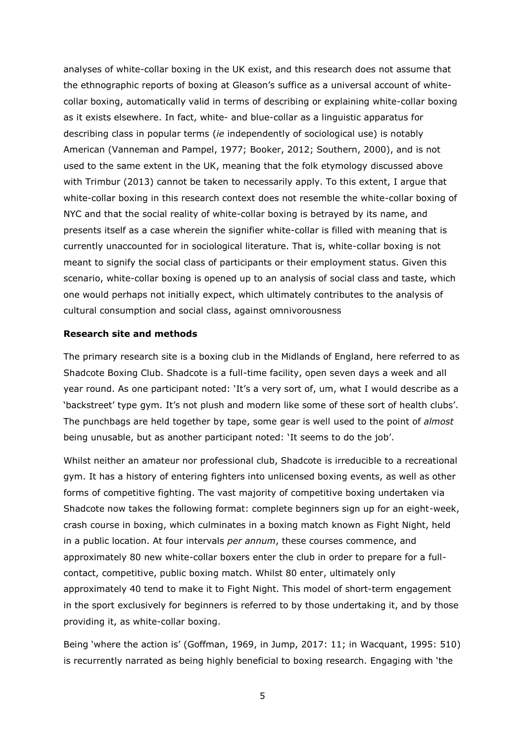analyses of white-collar boxing in the UK exist, and this research does not assume that the ethnographic reports of boxing at Gleason's suffice as a universal account of white-collar boxing, automatically valid in terms of describing or explaining white-collar boxing as it exists elsewhere. In fact, white- and blue-collar as a linguistic apparatus for describing class in popular terms (*ie* independently of sociological use) is notably American (Vanneman and Pampel, 1977; Booker, 2012; Southern, 2000), and is not used to the same extent in the UK, meaning that the folk etymology discussed above with Trimbur (2013) cannot be taken to necessarily apply. To this extent, I argue that white-collar boxing in this research context does not resemble the white-collar boxing of NYC and that the social reality of white-collar boxing is betrayed by its name, and presents itself as a case wherein the signifier white-collar is filled with meaning that is currently unaccounted for in sociological literature. That is, white-collar boxing is not meant to signify the social class of participants or their employment status. Given this scenario, white-collar boxing is opened up to an analysis of social class and taste, which one would perhaps not initially expect, which ultimately contributes to the analysis of cultural consumption and social class, against omnivorousness

**Research site and methods**

The primary research site is a boxing club in the Midlands of England, here referred to as Shadcote Boxing Club. Shadcote is a full-time facility, open seven days a week and all year round. As one participant noted: 'It's a very sort of, um, what I would describe as a 'backstreet' type gym. It's not plush and modern like some of these sort of health clubs'. The punchbags are held together by tape, some gear is well used to the point of *almost* being unusable, but as another participant noted: 'It seems to do the job'.

Whilst neither an amateur nor professional club, Shadcote is irreducible to a recreational gym. It has a history of entering fighters into unlicensed boxing events, as well as other forms of competitive fighting. The vast majority of competitive boxing undertaken via Shadcote now takes the following format: complete beginners sign up for an eight-week, crash course in boxing, which culminates in a boxing match known as Fight Night, held in a public location. At four intervals *per annum*, these courses commence, and approximately 80 new white-collar boxers enter the club in order to prepare for a full-contact, competitive, public boxing match. Whilst 80 enter, ultimately only approximately 40 tend to make it to Fight Night. This model of short-term engagement in the sport exclusively for beginners is referred to by those undertaking it, and by those providing it, as white-collar boxing.

Being 'where the action is' (Goffman, 1969, in Jump, 2017: 11; in Wacquant, 1995: 510) is recurrently narrated as being highly beneficial to boxing research. Engaging with 'the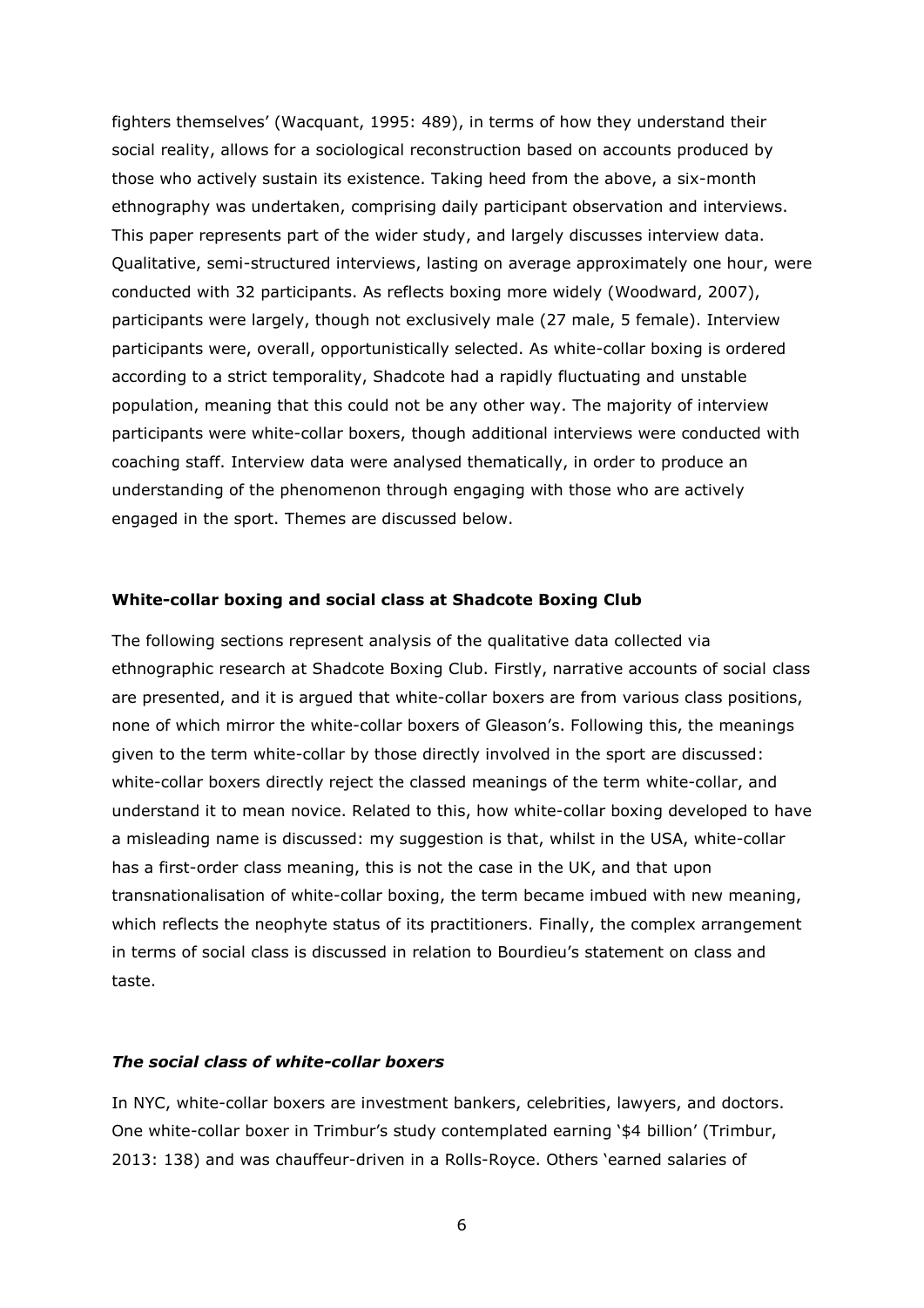fighters themselves' (Wacquant, 1995: 489), in terms of how they understand their social reality, allows for a sociological reconstruction based on accounts produced by those who actively sustain its existence. Taking heed from the above, a six-month ethnography was undertaken, comprising daily participant observation and interviews. This paper represents part of the wider study, and largely discusses interview data. Qualitative, semi-structured interviews, lasting on average approximately one hour, were conducted with 32 participants. As reflects boxing more widely (Woodward, 2007), participants were largely, though not exclusively male (27 male, 5 female). Interview participants were, overall, opportunistically selected. As white-collar boxing is ordered according to a strict temporality, Shadcote had a rapidly fluctuating and unstable population, meaning that this could not be any other way. The majority of interview participants were white-collar boxers, though additional interviews were conducted with coaching staff. Interview data were analysed thematically, in order to produce an understanding of the phenomenon through engaging with those who are actively engaged in the sport. Themes are discussed below.

## White-collar boxing and social class at Shadcote Boxing Club

The following sections represent analysis of the qualitative data collected via ethnographic research at Shadcote Boxing Club. Firstly, narrative accounts of social class are presented, and it is argued that white-collar boxers are from various class positions, none of which mirror the white-collar boxers of Gleason's. Following this, the meanings given to the term white-collar by those directly involved in the sport are discussed: white-collar boxers directly reject the classed meanings of the term white-collar, and understand it to mean novice. Related to this, how white-collar boxing developed to have a misleading name is discussed: my suggestion is that, whilst in the USA, white-collar has a first-order class meaning, this is not the case in the UK, and that upon transnationalisation of white-collar boxing, the term became imbued with new meaning, which reflects the neophyte status of its practitioners. Finally, the complex arrangement in terms of social class is discussed in relation to Bourdieu's statement on class and taste.

### *The social class of white-collar boxers*

In NYC, white-collar boxers are investment bankers, celebrities, lawyers, and doctors. One white-collar boxer in Trimbur's study contemplated earning '$4 billion' (Trimbur, 2013: 138) and was chauffeur-driven in a Rolls-Royce. Others 'earned salaries of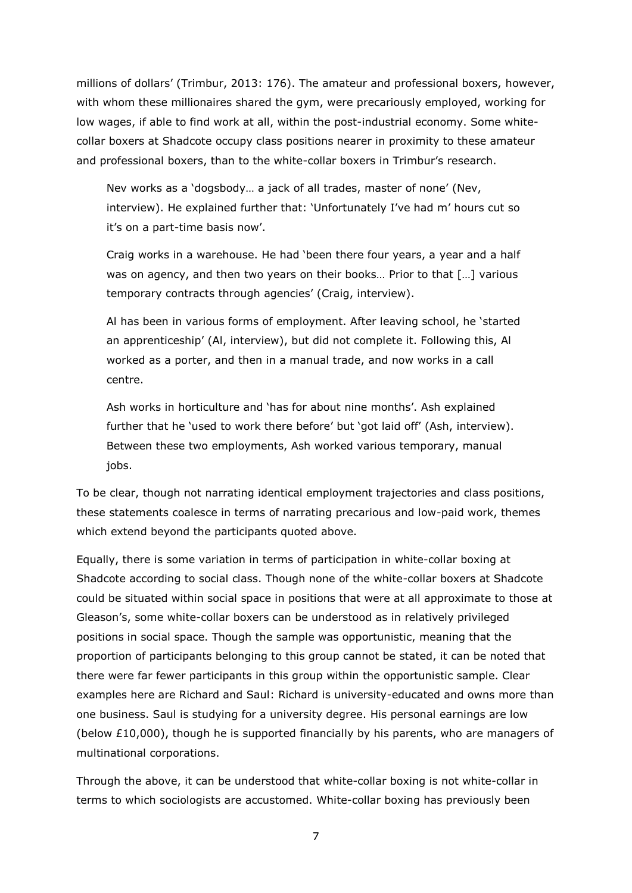millions of dollars' (Trimbur, 2013: 176). The amateur and professional boxers, however, with whom these millionaires shared the gym, were precariously employed, working for low wages, if able to find work at all, within the post-industrial economy. Some white-collar boxers at Shadcote occupy class positions nearer in proximity to these amateur and professional boxers, than to the white-collar boxers in Trimbur's research.

> Nev works as a 'dogsbody… a jack of all trades, master of none' (Nev, interview). He explained further that: 'Unfortunately I've had m' hours cut so it's on a part-time basis now'.
>
> Craig works in a warehouse. He had 'been there four years, a year and a half was on agency, and then two years on their books… Prior to that […] various temporary contracts through agencies' (Craig, interview).
>
> Al has been in various forms of employment. After leaving school, he 'started an apprenticeship' (Al, interview), but did not complete it. Following this, Al worked as a porter, and then in a manual trade, and now works in a call centre.
>
> Ash works in horticulture and 'has for about nine months'. Ash explained further that he 'used to work there before' but 'got laid off' (Ash, interview). Between these two employments, Ash worked various temporary, manual jobs.

To be clear, though not narrating identical employment trajectories and class positions, these statements coalesce in terms of narrating precarious and low-paid work, themes which extend beyond the participants quoted above.

Equally, there is some variation in terms of participation in white-collar boxing at Shadcote according to social class. Though none of the white-collar boxers at Shadcote could be situated within social space in positions that were at all approximate to those at Gleason's, some white-collar boxers can be understood as in relatively privileged positions in social space. Though the sample was opportunistic, meaning that the proportion of participants belonging to this group cannot be stated, it can be noted that there were far fewer participants in this group within the opportunistic sample. Clear examples here are Richard and Saul: Richard is university-educated and owns more than one business. Saul is studying for a university degree. His personal earnings are low (below £10,000), though he is supported financially by his parents, who are managers of multinational corporations.

Through the above, it can be understood that white-collar boxing is not white-collar in terms to which sociologists are accustomed. White-collar boxing has previously been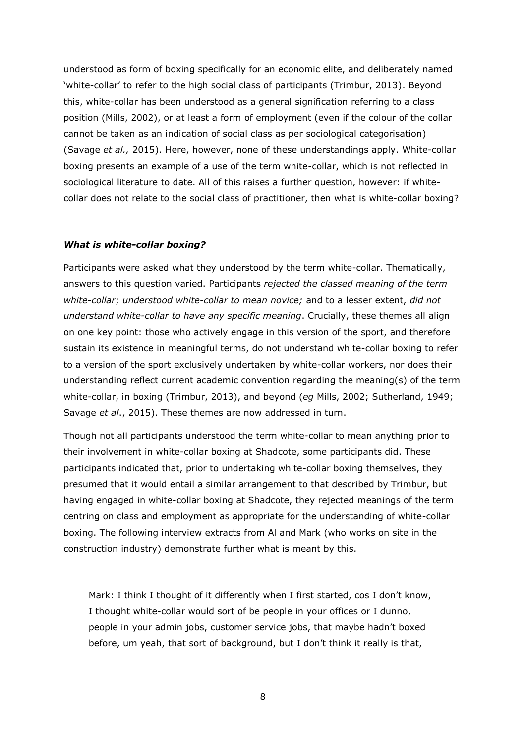understood as form of boxing specifically for an economic elite, and deliberately named 'white-collar' to refer to the high social class of participants (Trimbur, 2013). Beyond this, white-collar has been understood as a general signification referring to a class position (Mills, 2002), or at least a form of employment (even if the colour of the collar cannot be taken as an indication of social class as per sociological categorisation) (Savage *et al.,* 2015). Here, however, none of these understandings apply. White-collar boxing presents an example of a use of the term white-collar, which is not reflected in sociological literature to date. All of this raises a further question, however: if white-collar does not relate to the social class of practitioner, then what is white-collar boxing?

### ***What is white-collar boxing?***

Participants were asked what they understood by the term white-collar. Thematically, answers to this question varied. Participants *rejected the classed meaning of the term white-collar*; *understood white-collar to mean novice;* and to a lesser extent, *did not understand white-collar to have any specific meaning*. Crucially, these themes all align on one key point: those who actively engage in this version of the sport, and therefore sustain its existence in meaningful terms, do not understand white-collar boxing to refer to a version of the sport exclusively undertaken by white-collar workers, nor does their understanding reflect current academic convention regarding the meaning(s) of the term white-collar, in boxing (Trimbur, 2013), and beyond (*eg* Mills, 2002; Sutherland, 1949; Savage *et al*., 2015). These themes are now addressed in turn.

Though not all participants understood the term white-collar to mean anything prior to their involvement in white-collar boxing at Shadcote, some participants did. These participants indicated that, prior to undertaking white-collar boxing themselves, they presumed that it would entail a similar arrangement to that described by Trimbur, but having engaged in white-collar boxing at Shadcote, they rejected meanings of the term centring on class and employment as appropriate for the understanding of white-collar boxing. The following interview extracts from Al and Mark (who works on site in the construction industry) demonstrate further what is meant by this.

> Mark: I think I thought of it differently when I first started, cos I don't know, I thought white-collar would sort of be people in your offices or I dunno, people in your admin jobs, customer service jobs, that maybe hadn't boxed before, um yeah, that sort of background, but I don't think it really is that,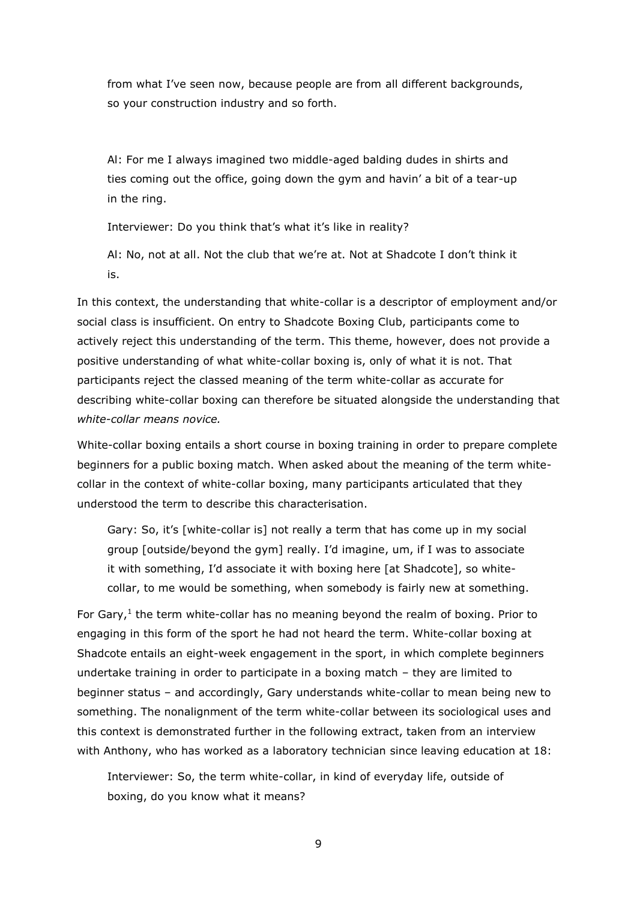from what I've seen now, because people are from all different backgrounds, so your construction industry and so forth.

> Al: For me I always imagined two middle-aged balding dudes in shirts and ties coming out the office, going down the gym and havin' a bit of a tear-up in the ring.
>
> Interviewer: Do you think that's what it's like in reality?
>
> Al: No, not at all. Not the club that we're at. Not at Shadcote I don't think it is.

In this context, the understanding that white-collar is a descriptor of employment and/or social class is insufficient. On entry to Shadcote Boxing Club, participants come to actively reject this understanding of the term. This theme, however, does not provide a positive understanding of what white-collar boxing is, only of what it is not. That participants reject the classed meaning of the term white-collar as accurate for describing white-collar boxing can therefore be situated alongside the understanding that *white-collar means novice.*

White-collar boxing entails a short course in boxing training in order to prepare complete beginners for a public boxing match. When asked about the meaning of the term white-collar in the context of white-collar boxing, many participants articulated that they understood the term to describe this characterisation.

> Gary: So, it's [white-collar is] not really a term that has come up in my social group [outside/beyond the gym] really. I'd imagine, um, if I was to associate it with something, I'd associate it with boxing here [at Shadcote], so white-collar, to me would be something, when somebody is fairly new at something.

For Gary,[1] the term white-collar has no meaning beyond the realm of boxing. Prior to engaging in this form of the sport he had not heard the term. White-collar boxing at Shadcote entails an eight-week engagement in the sport, in which complete beginners undertake training in order to participate in a boxing match – they are limited to beginner status – and accordingly, Gary understands white-collar to mean being new to something. The nonalignment of the term white-collar between its sociological uses and this context is demonstrated further in the following extract, taken from an interview with Anthony, who has worked as a laboratory technician since leaving education at 18:

> Interviewer: So, the term white-collar, in kind of everyday life, outside of boxing, do you know what it means?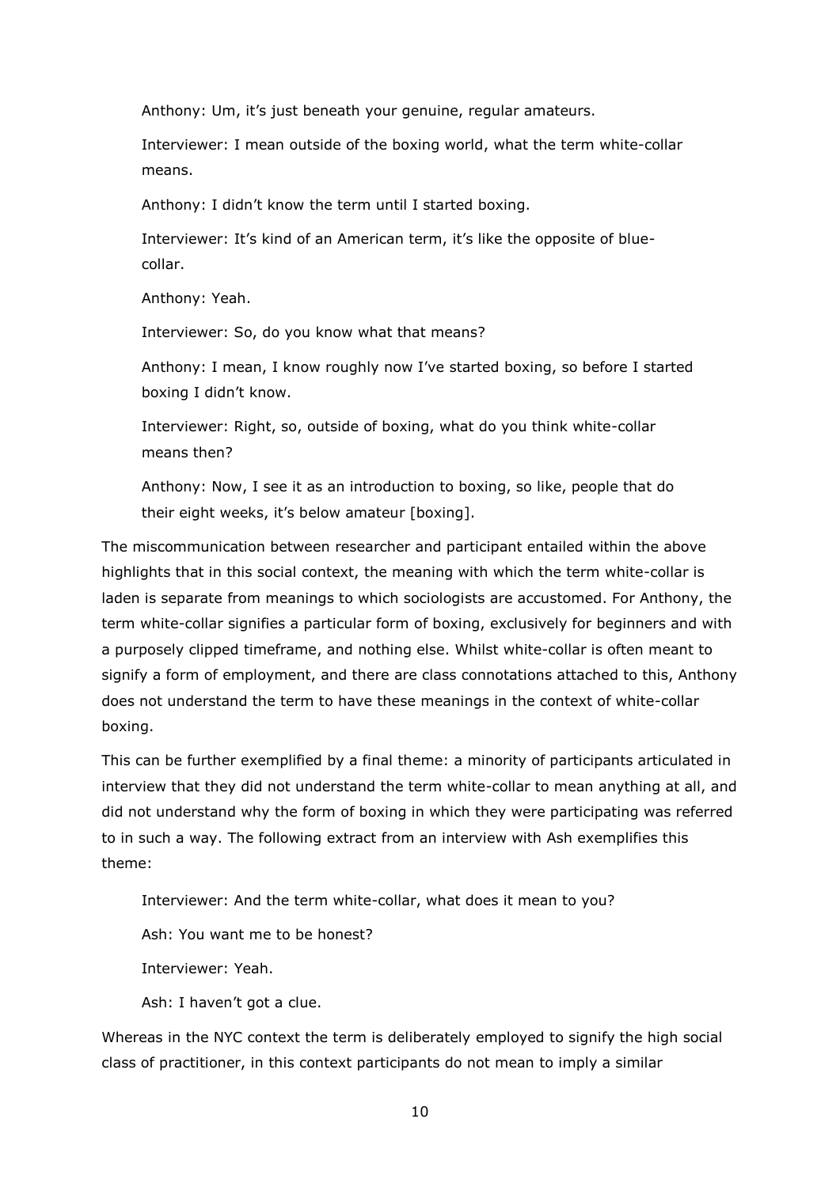> Anthony: Um, it's just beneath your genuine, regular amateurs.
>
> Interviewer: I mean outside of the boxing world, what the term white-collar means.
>
> Anthony: I didn't know the term until I started boxing.
>
> Interviewer: It's kind of an American term, it's like the opposite of blue-collar.
>
> Anthony: Yeah.
>
> Interviewer: So, do you know what that means?
>
> Anthony: I mean, I know roughly now I've started boxing, so before I started boxing I didn't know.
>
> Interviewer: Right, so, outside of boxing, what do you think white-collar means then?
>
> Anthony: Now, I see it as an introduction to boxing, so like, people that do their eight weeks, it's below amateur [boxing].

The miscommunication between researcher and participant entailed within the above highlights that in this social context, the meaning with which the term white-collar is laden is separate from meanings to which sociologists are accustomed. For Anthony, the term white-collar signifies a particular form of boxing, exclusively for beginners and with a purposely clipped timeframe, and nothing else. Whilst white-collar is often meant to signify a form of employment, and there are class connotations attached to this, Anthony does not understand the term to have these meanings in the context of white-collar boxing.

This can be further exemplified by a final theme: a minority of participants articulated in interview that they did not understand the term white-collar to mean anything at all, and did not understand why the form of boxing in which they were participating was referred to in such a way. The following extract from an interview with Ash exemplifies this theme:

> Interviewer: And the term white-collar, what does it mean to you?
>
> Ash: You want me to be honest?
>
> Interviewer: Yeah.
>
> Ash: I haven't got a clue.

Whereas in the NYC context the term is deliberately employed to signify the high social class of practitioner, in this context participants do not mean to imply a similar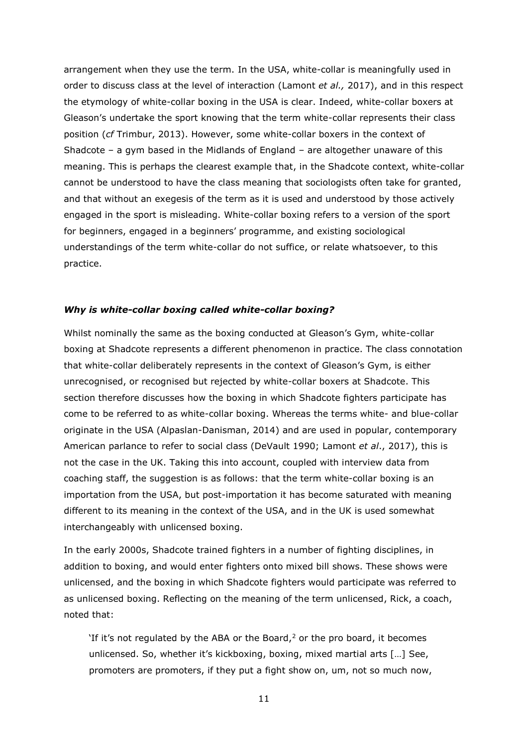arrangement when they use the term. In the USA, white-collar is meaningfully used in order to discuss class at the level of interaction (Lamont *et al.,* 2017), and in this respect the etymology of white-collar boxing in the USA is clear. Indeed, white-collar boxers at Gleason's undertake the sport knowing that the term white-collar represents their class position (*cf* Trimbur, 2013). However, some white-collar boxers in the context of Shadcote – a gym based in the Midlands of England – are altogether unaware of this meaning. This is perhaps the clearest example that, in the Shadcote context, white-collar cannot be understood to have the class meaning that sociologists often take for granted, and that without an exegesis of the term as it is used and understood by those actively engaged in the sport is misleading. White-collar boxing refers to a version of the sport for beginners, engaged in a beginners' programme, and existing sociological understandings of the term white-collar do not suffice, or relate whatsoever, to this practice.

### *Why is white-collar boxing called white-collar boxing?*

Whilst nominally the same as the boxing conducted at Gleason's Gym, white-collar boxing at Shadcote represents a different phenomenon in practice. The class connotation that white-collar deliberately represents in the context of Gleason's Gym, is either unrecognised, or recognised but rejected by white-collar boxers at Shadcote. This section therefore discusses how the boxing in which Shadcote fighters participate has come to be referred to as white-collar boxing. Whereas the terms white- and blue-collar originate in the USA (Alpaslan-Danisman, 2014) and are used in popular, contemporary American parlance to refer to social class (DeVault 1990; Lamont *et al*., 2017), this is not the case in the UK. Taking this into account, coupled with interview data from coaching staff, the suggestion is as follows: that the term white-collar boxing is an importation from the USA, but post-importation it has become saturated with meaning different to its meaning in the context of the USA, and in the UK is used somewhat interchangeably with unlicensed boxing.

In the early 2000s, Shadcote trained fighters in a number of fighting disciplines, in addition to boxing, and would enter fighters onto mixed bill shows. These shows were unlicensed, and the boxing in which Shadcote fighters would participate was referred to as unlicensed boxing. Reflecting on the meaning of the term unlicensed, Rick, a coach, noted that:

> 'If it's not regulated by the ABA or the Board,[2] or the pro board, it becomes unlicensed. So, whether it's kickboxing, boxing, mixed martial arts […] See, promoters are promoters, if they put a fight show on, um, not so much now,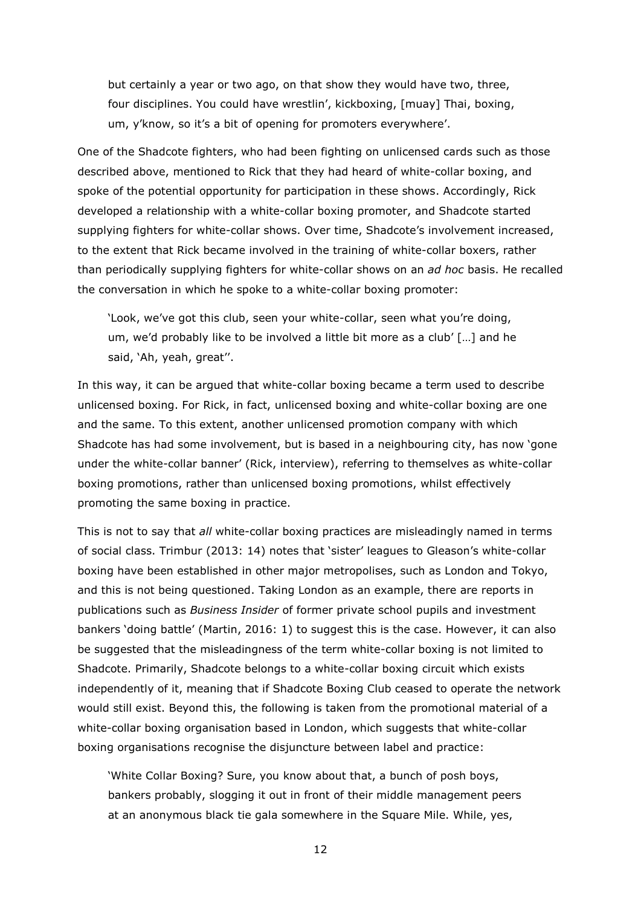> but certainly a year or two ago, on that show they would have two, three, four disciplines. You could have wrestlin', kickboxing, [muay] Thai, boxing, um, y'know, so it's a bit of opening for promoters everywhere'.

One of the Shadcote fighters, who had been fighting on unlicensed cards such as those described above, mentioned to Rick that they had heard of white-collar boxing, and spoke of the potential opportunity for participation in these shows. Accordingly, Rick developed a relationship with a white-collar boxing promoter, and Shadcote started supplying fighters for white-collar shows. Over time, Shadcote's involvement increased, to the extent that Rick became involved in the training of white-collar boxers, rather than periodically supplying fighters for white-collar shows on an *ad hoc* basis. He recalled the conversation in which he spoke to a white-collar boxing promoter:

> 'Look, we've got this club, seen your white-collar, seen what you're doing, um, we'd probably like to be involved a little bit more as a club' […] and he said, 'Ah, yeah, great''.

In this way, it can be argued that white-collar boxing became a term used to describe unlicensed boxing. For Rick, in fact, unlicensed boxing and white-collar boxing are one and the same. To this extent, another unlicensed promotion company with which Shadcote has had some involvement, but is based in a neighbouring city, has now 'gone under the white-collar banner' (Rick, interview), referring to themselves as white-collar boxing promotions, rather than unlicensed boxing promotions, whilst effectively promoting the same boxing in practice.

This is not to say that *all* white-collar boxing practices are misleadingly named in terms of social class. Trimbur (2013: 14) notes that 'sister' leagues to Gleason's white-collar boxing have been established in other major metropolises, such as London and Tokyo, and this is not being questioned. Taking London as an example, there are reports in publications such as *Business Insider* of former private school pupils and investment bankers 'doing battle' (Martin, 2016: 1) to suggest this is the case. However, it can also be suggested that the misleadingness of the term white-collar boxing is not limited to Shadcote. Primarily, Shadcote belongs to a white-collar boxing circuit which exists independently of it, meaning that if Shadcote Boxing Club ceased to operate the network would still exist. Beyond this, the following is taken from the promotional material of a white-collar boxing organisation based in London, which suggests that white-collar boxing organisations recognise the disjuncture between label and practice:

> 'White Collar Boxing? Sure, you know about that, a bunch of posh boys, bankers probably, slogging it out in front of their middle management peers at an anonymous black tie gala somewhere in the Square Mile. While, yes,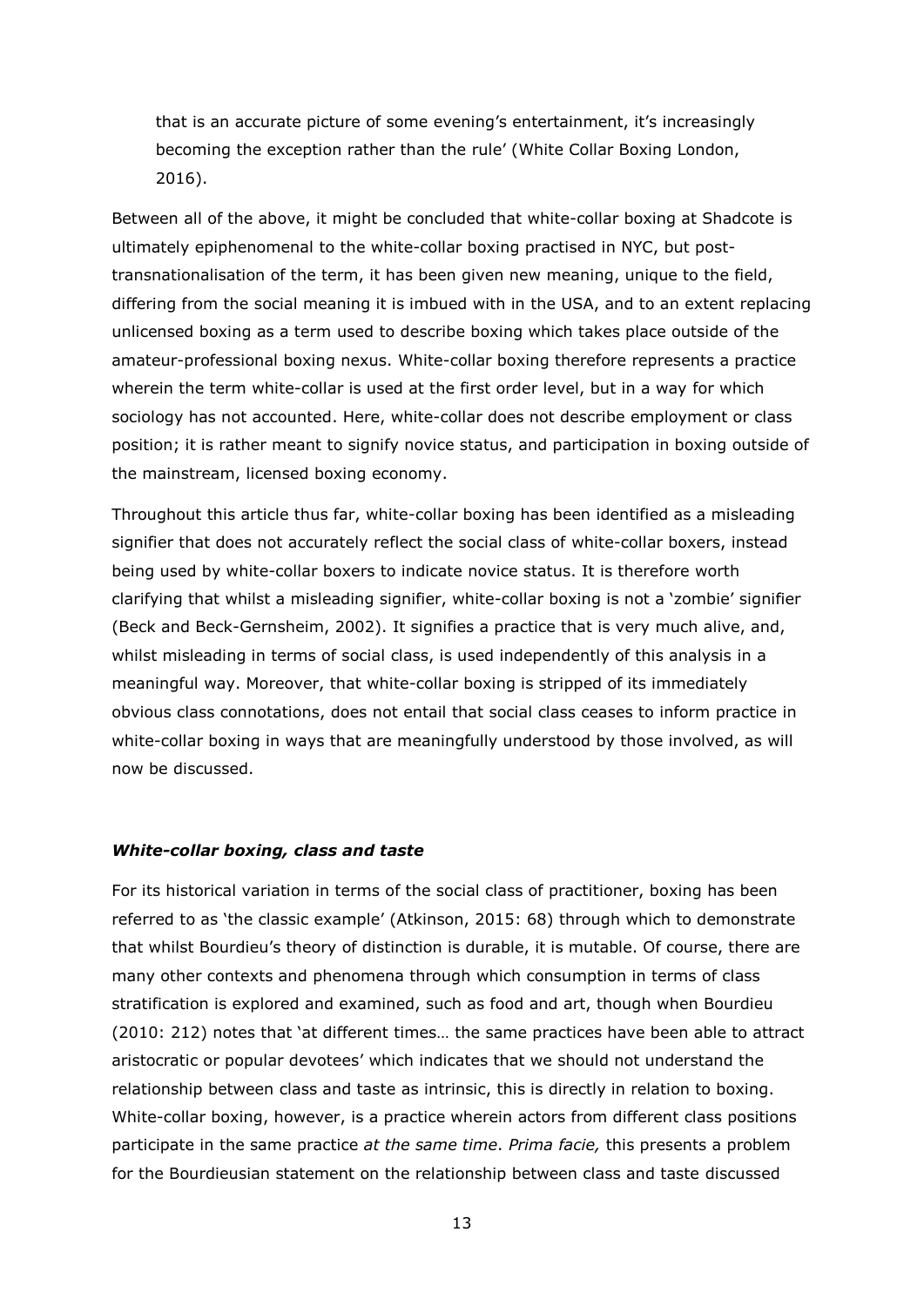that is an accurate picture of some evening's entertainment, it's increasingly becoming the exception rather than the rule' (White Collar Boxing London, 2016).

Between all of the above, it might be concluded that white-collar boxing at Shadcote is ultimately epiphenomenal to the white-collar boxing practised in NYC, but post-transnationalisation of the term, it has been given new meaning, unique to the field, differing from the social meaning it is imbued with in the USA, and to an extent replacing unlicensed boxing as a term used to describe boxing which takes place outside of the amateur-professional boxing nexus. White-collar boxing therefore represents a practice wherein the term white-collar is used at the first order level, but in a way for which sociology has not accounted. Here, white-collar does not describe employment or class position; it is rather meant to signify novice status, and participation in boxing outside of the mainstream, licensed boxing economy.

Throughout this article thus far, white-collar boxing has been identified as a misleading signifier that does not accurately reflect the social class of white-collar boxers, instead being used by white-collar boxers to indicate novice status. It is therefore worth clarifying that whilst a misleading signifier, white-collar boxing is not a 'zombie' signifier (Beck and Beck-Gernsheim, 2002). It signifies a practice that is very much alive, and, whilst misleading in terms of social class, is used independently of this analysis in a meaningful way. Moreover, that white-collar boxing is stripped of its immediately obvious class connotations, does not entail that social class ceases to inform practice in white-collar boxing in ways that are meaningfully understood by those involved, as will now be discussed.

### ***White-collar boxing, class and taste***

For its historical variation in terms of the social class of practitioner, boxing has been referred to as 'the classic example' (Atkinson, 2015: 68) through which to demonstrate that whilst Bourdieu's theory of distinction is durable, it is mutable. Of course, there are many other contexts and phenomena through which consumption in terms of class stratification is explored and examined, such as food and art, though when Bourdieu (2010: 212) notes that 'at different times… the same practices have been able to attract aristocratic or popular devotees' which indicates that we should not understand the relationship between class and taste as intrinsic, this is directly in relation to boxing. White-collar boxing, however, is a practice wherein actors from different class positions participate in the same practice *at the same time*. *Prima facie,* this presents a problem for the Bourdieusian statement on the relationship between class and taste discussed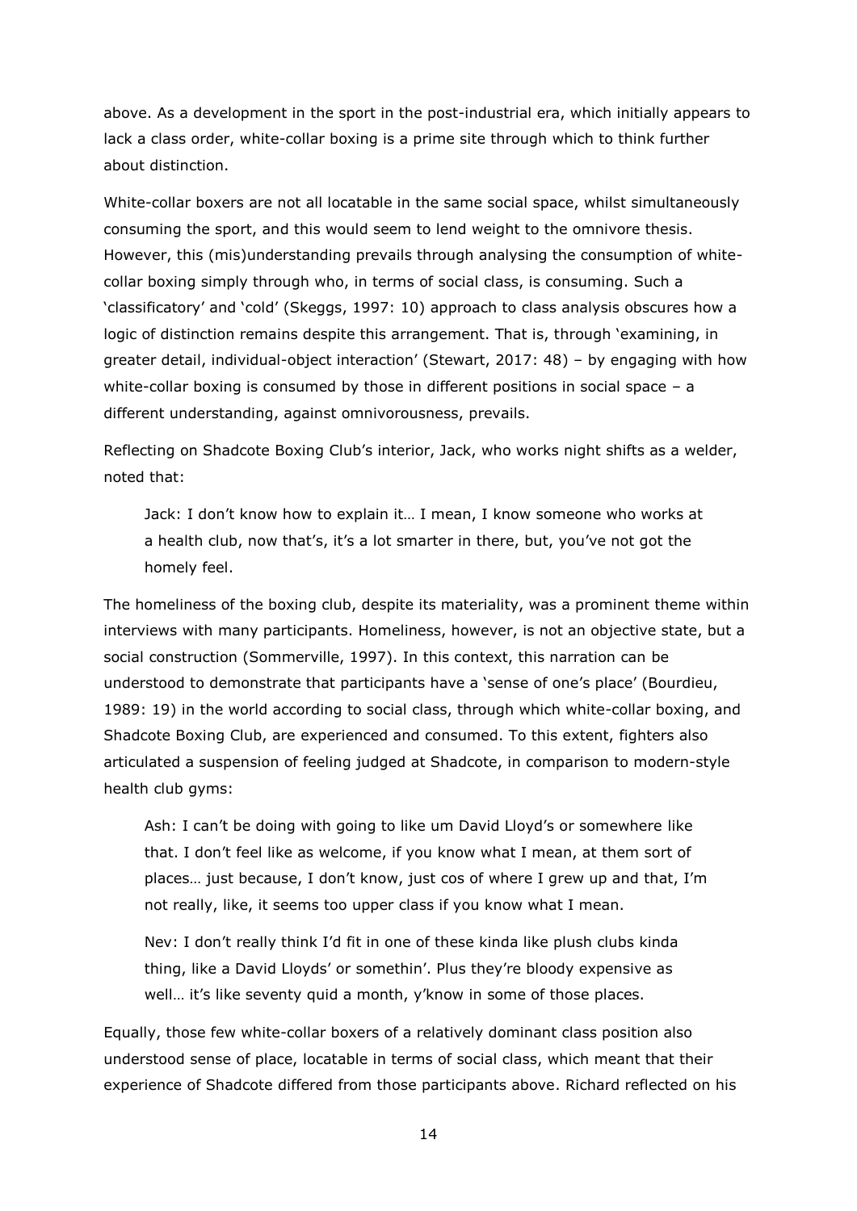above. As a development in the sport in the post-industrial era, which initially appears to lack a class order, white-collar boxing is a prime site through which to think further about distinction.

White-collar boxers are not all locatable in the same social space, whilst simultaneously consuming the sport, and this would seem to lend weight to the omnivore thesis. However, this (mis)understanding prevails through analysing the consumption of white-collar boxing simply through who, in terms of social class, is consuming. Such a 'classificatory' and 'cold' (Skeggs, 1997: 10) approach to class analysis obscures how a logic of distinction remains despite this arrangement. That is, through 'examining, in greater detail, individual-object interaction' (Stewart, 2017: 48) – by engaging with how white-collar boxing is consumed by those in different positions in social space – a different understanding, against omnivorousness, prevails.

Reflecting on Shadcote Boxing Club's interior, Jack, who works night shifts as a welder, noted that:

> Jack: I don't know how to explain it… I mean, I know someone who works at a health club, now that's, it's a lot smarter in there, but, you've not got the homely feel.

The homeliness of the boxing club, despite its materiality, was a prominent theme within interviews with many participants. Homeliness, however, is not an objective state, but a social construction (Sommerville, 1997). In this context, this narration can be understood to demonstrate that participants have a 'sense of one's place' (Bourdieu, 1989: 19) in the world according to social class, through which white-collar boxing, and Shadcote Boxing Club, are experienced and consumed. To this extent, fighters also articulated a suspension of feeling judged at Shadcote, in comparison to modern-style health club gyms:

> Ash: I can't be doing with going to like um David Lloyd's or somewhere like that. I don't feel like as welcome, if you know what I mean, at them sort of places… just because, I don't know, just cos of where I grew up and that, I'm not really, like, it seems too upper class if you know what I mean.

> Nev: I don't really think I'd fit in one of these kinda like plush clubs kinda thing, like a David Lloyds' or somethin'. Plus they're bloody expensive as well… it's like seventy quid a month, y'know in some of those places.

Equally, those few white-collar boxers of a relatively dominant class position also understood sense of place, locatable in terms of social class, which meant that their experience of Shadcote differed from those participants above. Richard reflected on his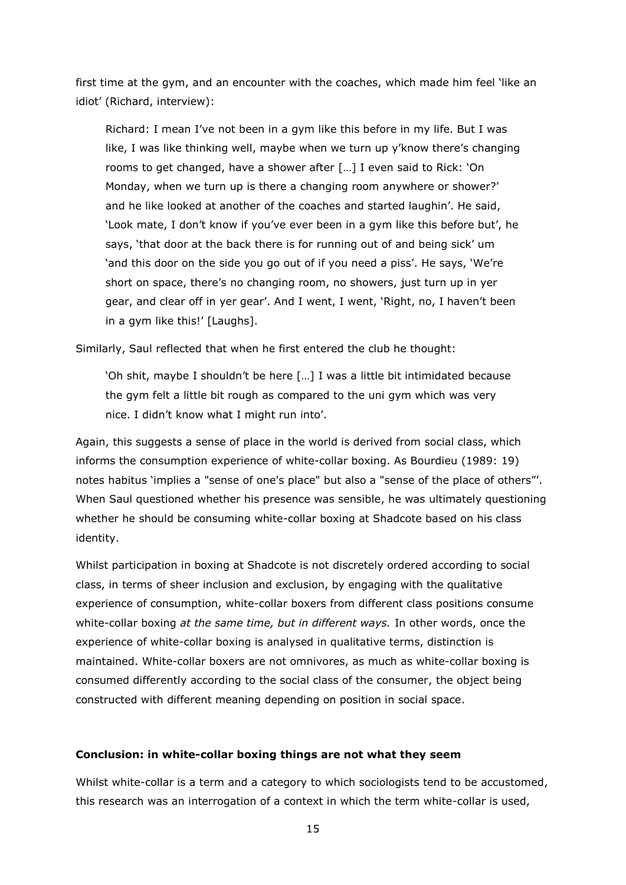first time at the gym, and an encounter with the coaches, which made him feel 'like an idiot' (Richard, interview):

> Richard: I mean I've not been in a gym like this before in my life. But I was like, I was like thinking well, maybe when we turn up y'know there's changing rooms to get changed, have a shower after […] I even said to Rick: 'On Monday, when we turn up is there a changing room anywhere or shower?' and he like looked at another of the coaches and started laughin'. He said, 'Look mate, I don't know if you've ever been in a gym like this before but', he says, 'that door at the back there is for running out of and being sick' um 'and this door on the side you go out of if you need a piss'. He says, 'We're short on space, there's no changing room, no showers, just turn up in yer gear, and clear off in yer gear'. And I went, I went, 'Right, no, I haven't been in a gym like this!' [Laughs].

Similarly, Saul reflected that when he first entered the club he thought:

> 'Oh shit, maybe I shouldn't be here […] I was a little bit intimidated because the gym felt a little bit rough as compared to the uni gym which was very nice. I didn't know what I might run into'.

Again, this suggests a sense of place in the world is derived from social class, which informs the consumption experience of white-collar boxing. As Bourdieu (1989: 19) notes habitus 'implies a "sense of one's place" but also a "sense of the place of others"'. When Saul questioned whether his presence was sensible, he was ultimately questioning whether he should be consuming white-collar boxing at Shadcote based on his class identity.

Whilst participation in boxing at Shadcote is not discretely ordered according to social class, in terms of sheer inclusion and exclusion, by engaging with the qualitative experience of consumption, white-collar boxers from different class positions consume white-collar boxing *at the same time, but in different ways.* In other words, once the experience of white-collar boxing is analysed in qualitative terms, distinction is maintained. White-collar boxers are not omnivores, as much as white-collar boxing is consumed differently according to the social class of the consumer, the object being constructed with different meaning depending on position in social space.

## Conclusion: in white-collar boxing things are not what they seem

Whilst white-collar is a term and a category to which sociologists tend to be accustomed, this research was an interrogation of a context in which the term white-collar is used,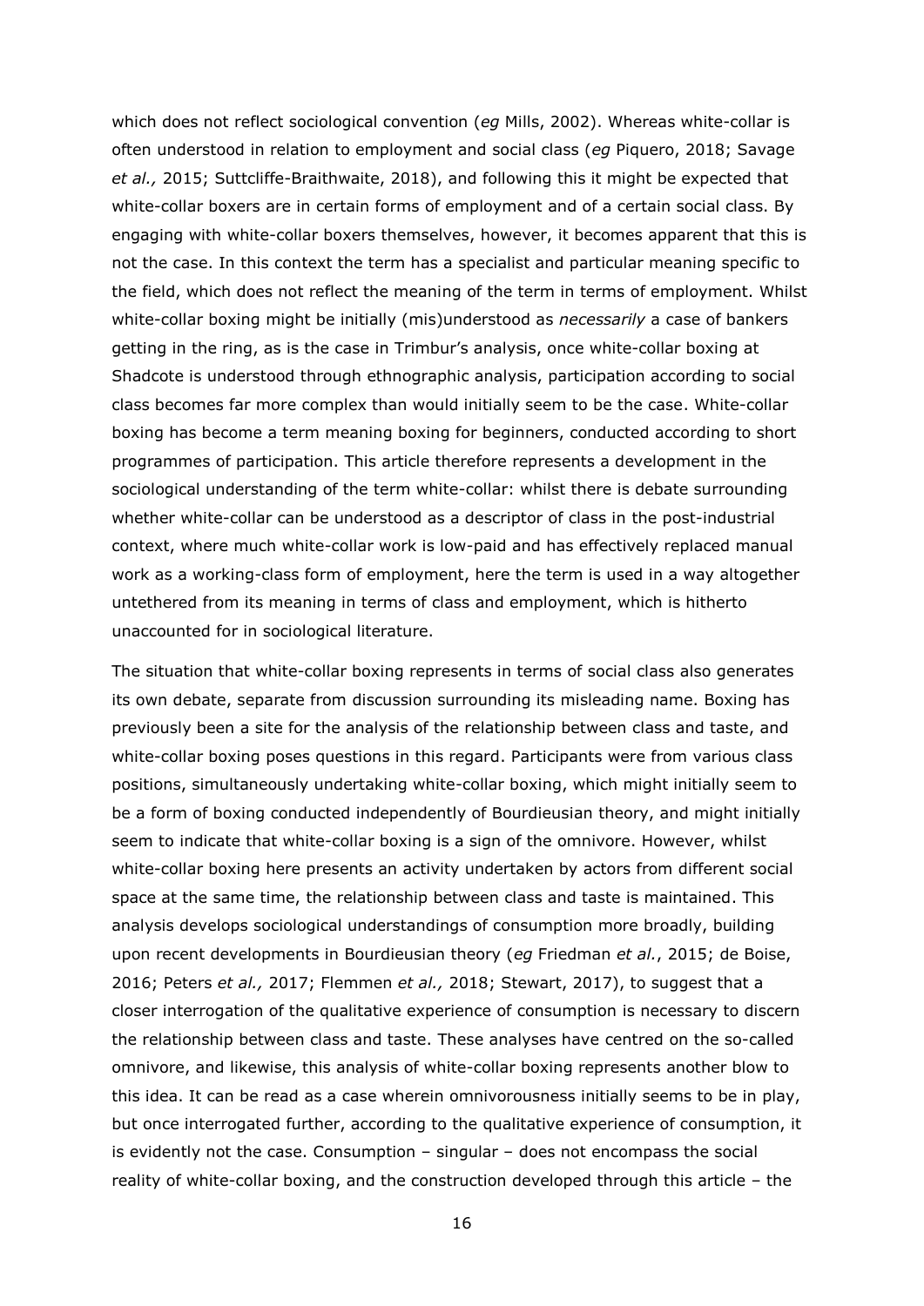which does not reflect sociological convention (*eg* Mills, 2002). Whereas white-collar is often understood in relation to employment and social class (*eg* Piquero, 2018; Savage *et al.,* 2015; Suttcliffe-Braithwaite, 2018), and following this it might be expected that white-collar boxers are in certain forms of employment and of a certain social class. By engaging with white-collar boxers themselves, however, it becomes apparent that this is not the case. In this context the term has a specialist and particular meaning specific to the field, which does not reflect the meaning of the term in terms of employment. Whilst white-collar boxing might be initially (mis)understood as *necessarily* a case of bankers getting in the ring, as is the case in Trimbur's analysis, once white-collar boxing at Shadcote is understood through ethnographic analysis, participation according to social class becomes far more complex than would initially seem to be the case. White-collar boxing has become a term meaning boxing for beginners, conducted according to short programmes of participation. This article therefore represents a development in the sociological understanding of the term white-collar: whilst there is debate surrounding whether white-collar can be understood as a descriptor of class in the post-industrial context, where much white-collar work is low-paid and has effectively replaced manual work as a working-class form of employment, here the term is used in a way altogether untethered from its meaning in terms of class and employment, which is hitherto unaccounted for in sociological literature.

The situation that white-collar boxing represents in terms of social class also generates its own debate, separate from discussion surrounding its misleading name. Boxing has previously been a site for the analysis of the relationship between class and taste, and white-collar boxing poses questions in this regard. Participants were from various class positions, simultaneously undertaking white-collar boxing, which might initially seem to be a form of boxing conducted independently of Bourdieusian theory, and might initially seem to indicate that white-collar boxing is a sign of the omnivore. However, whilst white-collar boxing here presents an activity undertaken by actors from different social space at the same time, the relationship between class and taste is maintained. This analysis develops sociological understandings of consumption more broadly, building upon recent developments in Bourdieusian theory (*eg* Friedman *et al.*, 2015; de Boise, 2016; Peters *et al.,* 2017; Flemmen *et al.,* 2018; Stewart, 2017), to suggest that a closer interrogation of the qualitative experience of consumption is necessary to discern the relationship between class and taste. These analyses have centred on the so-called omnivore, and likewise, this analysis of white-collar boxing represents another blow to this idea. It can be read as a case wherein omnivorousness initially seems to be in play, but once interrogated further, according to the qualitative experience of consumption, it is evidently not the case. Consumption – singular – does not encompass the social reality of white-collar boxing, and the construction developed through this article – the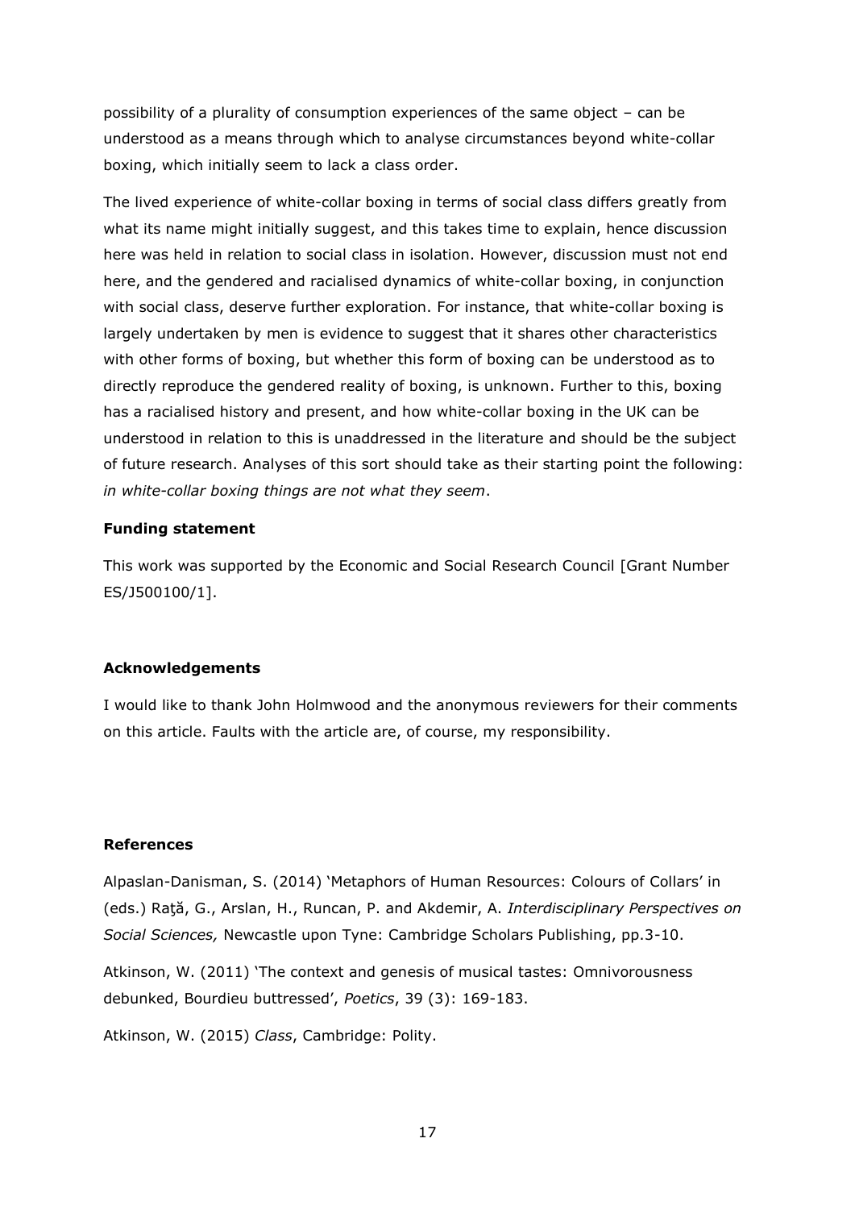possibility of a plurality of consumption experiences of the same object – can be understood as a means through which to analyse circumstances beyond white-collar boxing, which initially seem to lack a class order.

The lived experience of white-collar boxing in terms of social class differs greatly from what its name might initially suggest, and this takes time to explain, hence discussion here was held in relation to social class in isolation. However, discussion must not end here, and the gendered and racialised dynamics of white-collar boxing, in conjunction with social class, deserve further exploration. For instance, that white-collar boxing is largely undertaken by men is evidence to suggest that it shares other characteristics with other forms of boxing, but whether this form of boxing can be understood as to directly reproduce the gendered reality of boxing, is unknown. Further to this, boxing has a racialised history and present, and how white-collar boxing in the UK can be understood in relation to this is unaddressed in the literature and should be the subject of future research. Analyses of this sort should take as their starting point the following: *in white-collar boxing things are not what they seem*.

**Funding statement**

This work was supported by the Economic and Social Research Council [Grant Number ES/J500100/1].

**Acknowledgements**

I would like to thank John Holmwood and the anonymous reviewers for their comments on this article. Faults with the article are, of course, my responsibility.

**References**

Alpaslan-Danisman, S. (2014) 'Metaphors of Human Resources: Colours of Collars' in (eds.) Raţă, G., Arslan, H., Runcan, P. and Akdemir, A. *Interdisciplinary Perspectives on Social Sciences,* Newcastle upon Tyne: Cambridge Scholars Publishing, pp.3-10.

Atkinson, W. (2011) 'The context and genesis of musical tastes: Omnivorousness debunked, Bourdieu buttressed', *Poetics*, 39 (3): 169-183.

Atkinson, W. (2015) *Class*, Cambridge: Polity.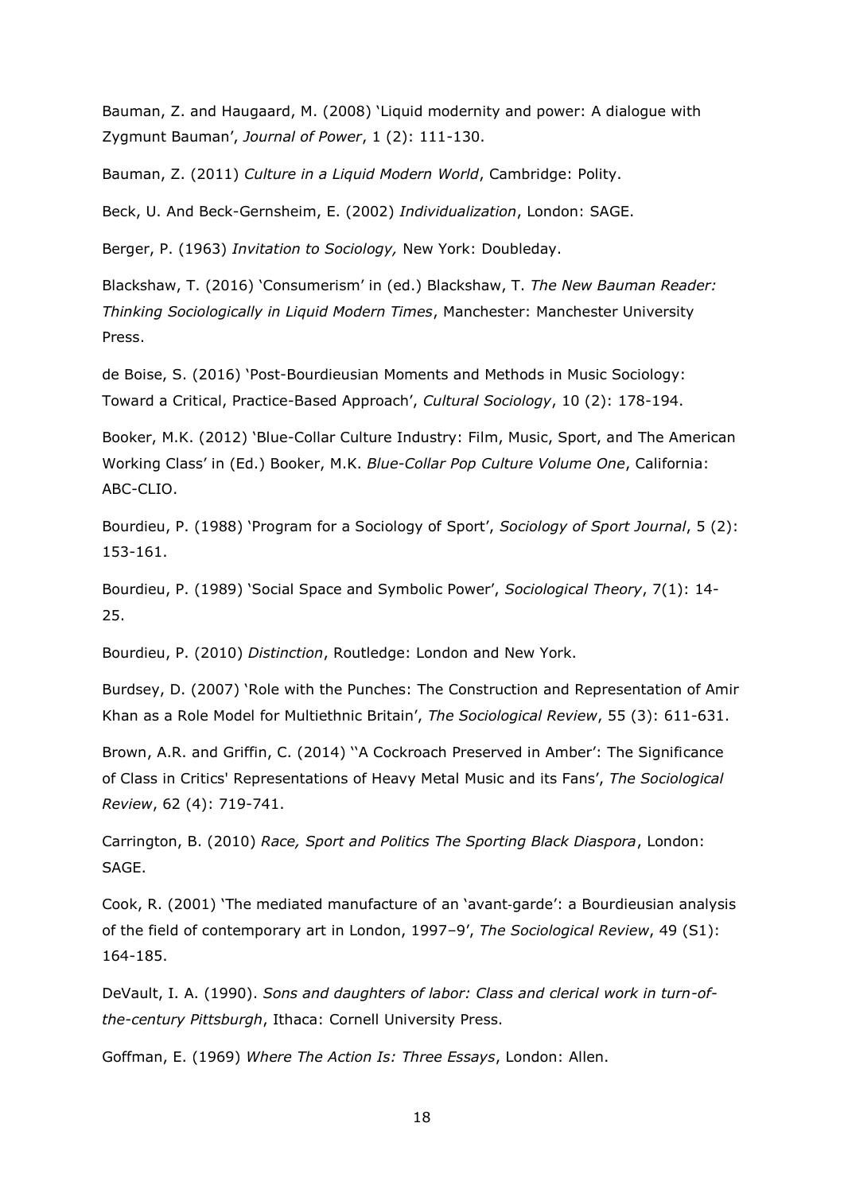Bauman, Z. and Haugaard, M. (2008) 'Liquid modernity and power: A dialogue with Zygmunt Bauman', *Journal of Power*, 1 (2): 111-130.

Bauman, Z. (2011) *Culture in a Liquid Modern World*, Cambridge: Polity.

Beck, U. And Beck-Gernsheim, E. (2002) *Individualization*, London: SAGE.

Berger, P. (1963) *Invitation to Sociology,* New York: Doubleday.

Blackshaw, T. (2016) 'Consumerism' in (ed.) Blackshaw, T. *The New Bauman Reader: Thinking Sociologically in Liquid Modern Times*, Manchester: Manchester University Press.

de Boise, S. (2016) 'Post-Bourdieusian Moments and Methods in Music Sociology: Toward a Critical, Practice-Based Approach', *Cultural Sociology*, 10 (2): 178-194.

Booker, M.K. (2012) 'Blue-Collar Culture Industry: Film, Music, Sport, and The American Working Class' in (Ed.) Booker, M.K. *Blue-Collar Pop Culture Volume One*, California: ABC-CLIO.

Bourdieu, P. (1988) 'Program for a Sociology of Sport', *Sociology of Sport Journal*, 5 (2): 153-161.

Bourdieu, P. (1989) 'Social Space and Symbolic Power', *Sociological Theory*, 7(1): 14-25.

Bourdieu, P. (2010) *Distinction*, Routledge: London and New York.

Burdsey, D. (2007) 'Role with the Punches: The Construction and Representation of Amir Khan as a Role Model for Multiethnic Britain', *The Sociological Review*, 55 (3): 611-631.

Brown, A.R. and Griffin, C. (2014) ''A Cockroach Preserved in Amber': The Significance of Class in Critics' Representations of Heavy Metal Music and its Fans', *The Sociological Review*, 62 (4): 719-741.

Carrington, B. (2010) *Race, Sport and Politics The Sporting Black Diaspora*, London: SAGE.

Cook, R. (2001) 'The mediated manufacture of an 'avant-garde': a Bourdieusian analysis of the field of contemporary art in London, 1997–9', *The Sociological Review*, 49 (S1): 164-185.

DeVault, I. A. (1990). *Sons and daughters of labor: Class and clerical work in turn-of-the-century Pittsburgh*, Ithaca: Cornell University Press.

Goffman, E. (1969) *Where The Action Is: Three Essays*, London: Allen.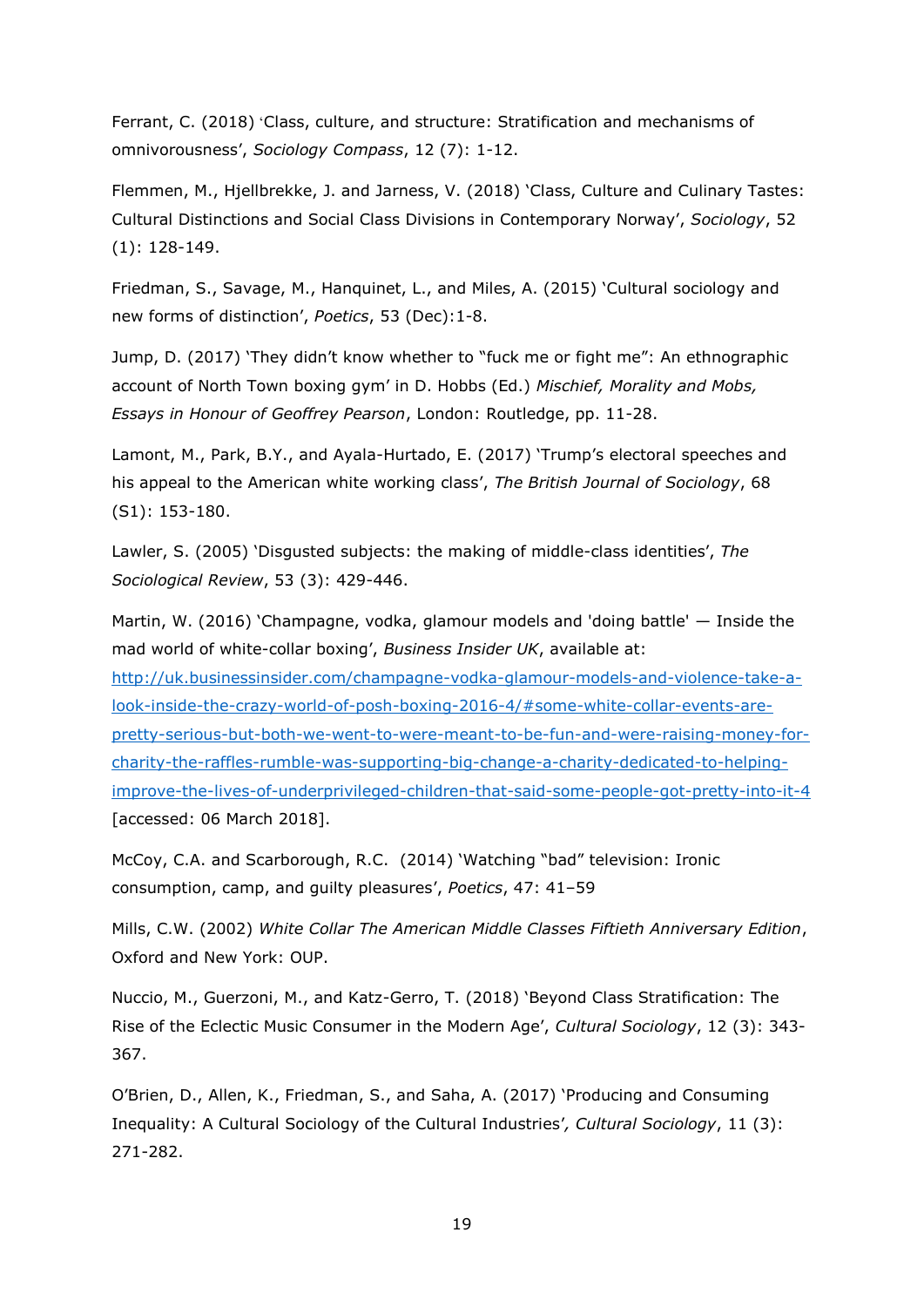Ferrant, C. (2018) 'Class, culture, and structure: Stratification and mechanisms of omnivorousness', *Sociology Compass*, 12 (7): 1-12.

Flemmen, M., Hjellbrekke, J. and Jarness, V. (2018) 'Class, Culture and Culinary Tastes: Cultural Distinctions and Social Class Divisions in Contemporary Norway', *Sociology*, 52 (1): 128-149.

Friedman, S., Savage, M., Hanquinet, L., and Miles, A. (2015) 'Cultural sociology and new forms of distinction', *Poetics*, 53 (Dec):1-8.

Jump, D. (2017) 'They didn't know whether to "fuck me or fight me": An ethnographic account of North Town boxing gym' in D. Hobbs (Ed.) *Mischief, Morality and Mobs, Essays in Honour of Geoffrey Pearson*, London: Routledge, pp. 11-28.

Lamont, M., Park, B.Y., and Ayala-Hurtado, E. (2017) 'Trump's electoral speeches and his appeal to the American white working class', *The British Journal of Sociology*, 68 (S1): 153-180.

Lawler, S. (2005) 'Disgusted subjects: the making of middle-class identities', *The Sociological Review*, 53 (3): 429-446.

Martin, W. (2016) 'Champagne, vodka, glamour models and 'doing battle' — Inside the mad world of white-collar boxing', *Business Insider UK*, available at: [http://uk.businessinsider.com/champagne-vodka-glamour-models-and-violence-take-a-look-inside-the-crazy-world-of-posh-boxing-2016-4/#some-white-collar-events-are-pretty-serious-but-both-we-went-to-were-meant-to-be-fun-and-were-raising-money-for-charity-the-raffles-rumble-was-supporting-big-change-a-charity-dedicated-to-helping-improve-the-lives-of-underprivileged-children-that-said-some-people-got-pretty-into-it-4](http://uk.businessinsider.com/champagne-vodka-glamour-models-and-violence-take-a-look-inside-the-crazy-world-of-posh-boxing-2016-4/#some-white-collar-events-are-pretty-serious-but-both-we-went-to-were-meant-to-be-fun-and-were-raising-money-for-charity-the-raffles-rumble-was-supporting-big-change-a-charity-dedicated-to-helping-improve-the-lives-of-underprivileged-children-that-said-some-people-got-pretty-into-it-4) [accessed: 06 March 2018].

McCoy, C.A. and Scarborough, R.C. (2014) 'Watching "bad" television: Ironic consumption, camp, and guilty pleasures', *Poetics*, 47: 41–59

Mills, C.W. (2002) *White Collar The American Middle Classes Fiftieth Anniversary Edition*, Oxford and New York: OUP.

Nuccio, M., Guerzoni, M., and Katz-Gerro, T. (2018) 'Beyond Class Stratification: The Rise of the Eclectic Music Consumer in the Modern Age', *Cultural Sociology*, 12 (3): 343-367.

O'Brien, D., Allen, K., Friedman, S., and Saha, A. (2017) 'Producing and Consuming Inequality: A Cultural Sociology of the Cultural Industries', *Cultural Sociology*, 11 (3): 271-282.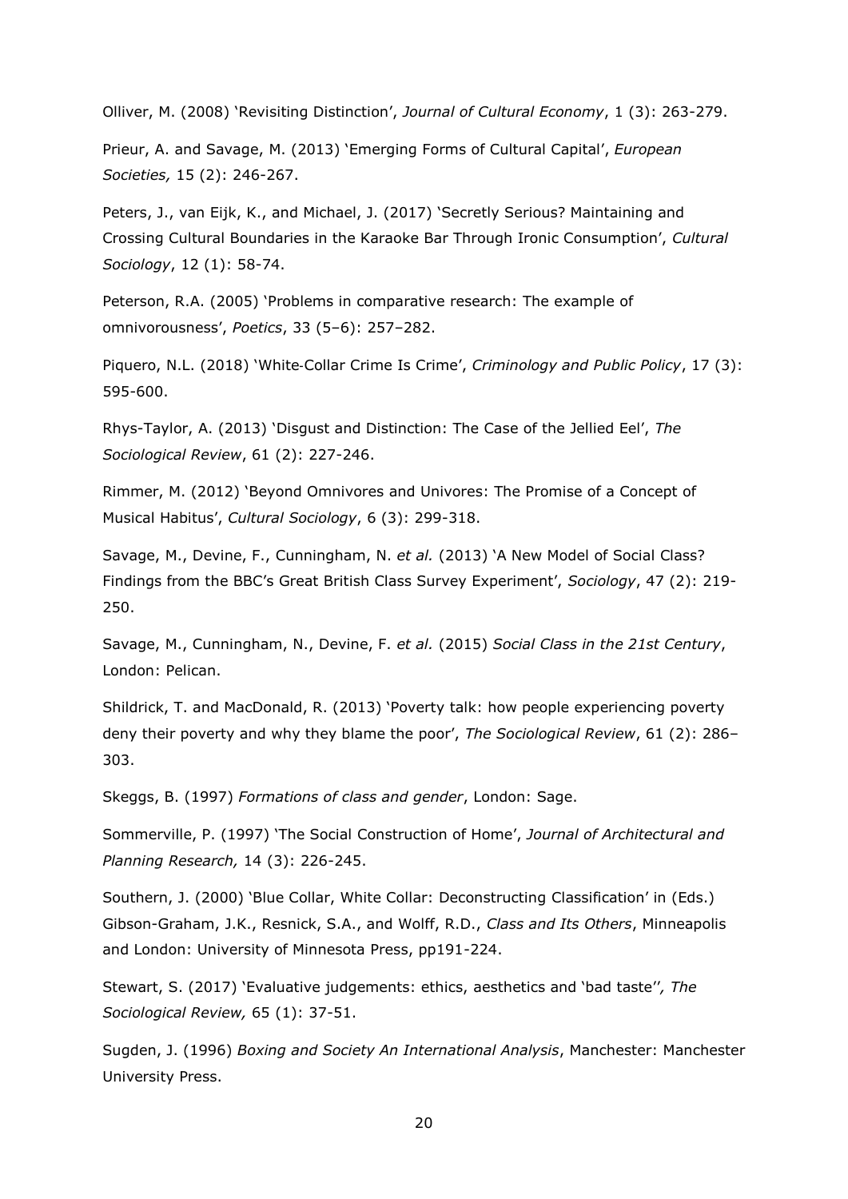Olliver, M. (2008) 'Revisiting Distinction', *Journal of Cultural Economy*, 1 (3): 263-279.

Prieur, A. and Savage, M. (2013) 'Emerging Forms of Cultural Capital', *European Societies,* 15 (2): 246-267.

Peters, J., van Eijk, K., and Michael, J. (2017) 'Secretly Serious? Maintaining and Crossing Cultural Boundaries in the Karaoke Bar Through Ironic Consumption', *Cultural Sociology*, 12 (1): 58-74.

Peterson, R.A. (2005) 'Problems in comparative research: The example of omnivorousness', *Poetics*, 33 (5–6): 257–282.

Piquero, N.L. (2018) 'White‐Collar Crime Is Crime', *Criminology and Public Policy*, 17 (3): 595-600.

Rhys-Taylor, A. (2013) 'Disgust and Distinction: The Case of the Jellied Eel', *The Sociological Review*, 61 (2): 227-246.

Rimmer, M. (2012) 'Beyond Omnivores and Univores: The Promise of a Concept of Musical Habitus', *Cultural Sociology*, 6 (3): 299-318.

Savage, M., Devine, F., Cunningham, N. *et al.* (2013) 'A New Model of Social Class? Findings from the BBC's Great British Class Survey Experiment', *Sociology*, 47 (2): 219-250.

Savage, M., Cunningham, N., Devine, F. *et al.* (2015) *Social Class in the 21st Century*, London: Pelican.

Shildrick, T. and MacDonald, R. (2013) 'Poverty talk: how people experiencing poverty deny their poverty and why they blame the poor', *The Sociological Review*, 61 (2): 286–303.

Skeggs, B. (1997) *Formations of class and gender*, London: Sage.

Sommerville, P. (1997) 'The Social Construction of Home', *Journal of Architectural and Planning Research,* 14 (3): 226-245.

Southern, J. (2000) 'Blue Collar, White Collar: Deconstructing Classification' in (Eds.) Gibson-Graham, J.K., Resnick, S.A., and Wolff, R.D., *Class and Its Others*, Minneapolis and London: University of Minnesota Press, pp191-224.

Stewart, S. (2017) 'Evaluative judgements: ethics, aesthetics and 'bad taste''*, The Sociological Review,* 65 (1): 37-51.

Sugden, J. (1996) *Boxing and Society An International Analysis*, Manchester: Manchester University Press.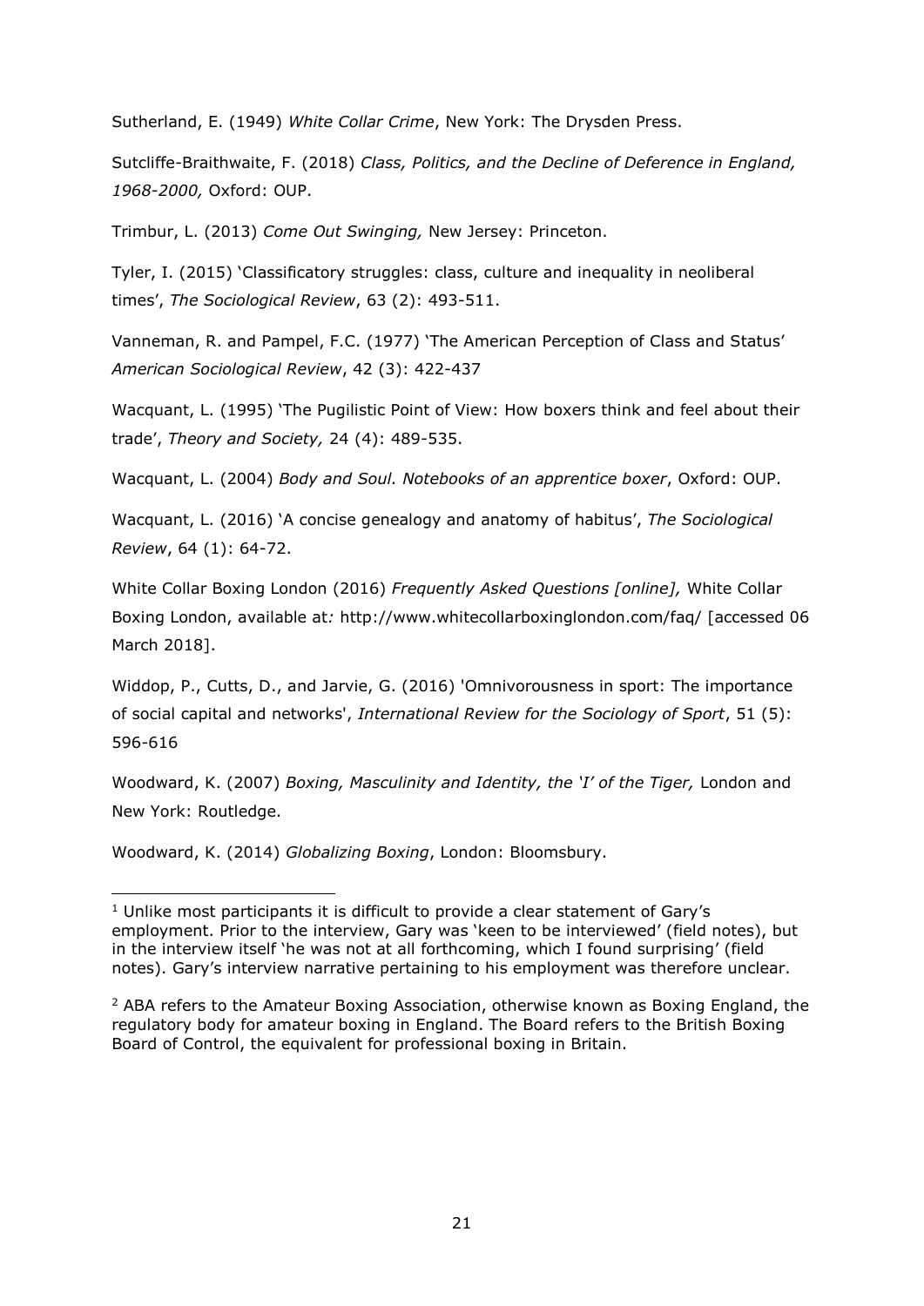Sutherland, E. (1949) *White Collar Crime*, New York: The Drysden Press.

Sutcliffe-Braithwaite, F. (2018) *Class, Politics, and the Decline of Deference in England, 1968-2000,* Oxford: OUP.

Trimbur, L. (2013) *Come Out Swinging,* New Jersey: Princeton.

Tyler, I. (2015) 'Classificatory struggles: class, culture and inequality in neoliberal times', *The Sociological Review*, 63 (2): 493-511.

Vanneman, R. and Pampel, F.C. (1977) 'The American Perception of Class and Status' *American Sociological Review*, 42 (3): 422-437

Wacquant, L. (1995) 'The Pugilistic Point of View: How boxers think and feel about their trade', *Theory and Society,* 24 (4): 489-535.

Wacquant, L. (2004) *Body and Soul. Notebooks of an apprentice boxer*, Oxford: OUP.

Wacquant, L. (2016) 'A concise genealogy and anatomy of habitus', *The Sociological Review*, 64 (1): 64-72.

White Collar Boxing London (2016) *Frequently Asked Questions [online],* White Collar Boxing London, available at*:* http://www.whitecollarboxinglondon.com/faq/ [accessed 06 March 2018].

Widdop, P., Cutts, D., and Jarvie, G. (2016) 'Omnivorousness in sport: The importance of social capital and networks', *International Review for the Sociology of Sport*, 51 (5): 596-616

Woodward, K. (2007) *Boxing, Masculinity and Identity, the 'I' of the Tiger,* London and New York: Routledge.

Woodward, K. (2014) *Globalizing Boxing*, London: Bloomsbury.

---

[1] Unlike most participants it is difficult to provide a clear statement of Gary's employment. Prior to the interview, Gary was 'keen to be interviewed' (field notes), but in the interview itself 'he was not at all forthcoming, which I found surprising' (field notes). Gary's interview narrative pertaining to his employment was therefore unclear.

[2] ABA refers to the Amateur Boxing Association, otherwise known as Boxing England, the regulatory body for amateur boxing in England. The Board refers to the British Boxing Board of Control, the equivalent for professional boxing in Britain.